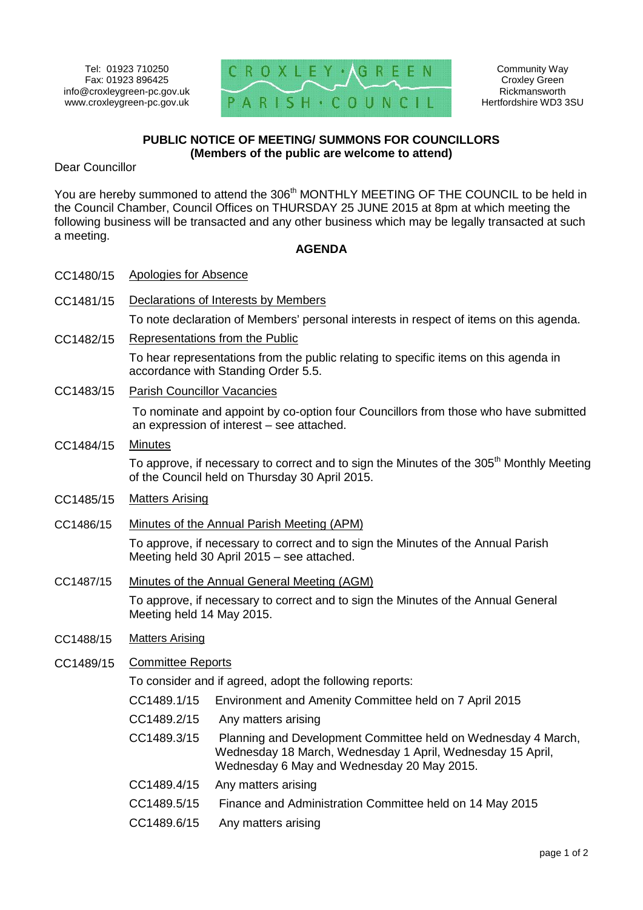Tel: 01923 710250
Fax: 01923 896425
info@croxleygreen-pc.gov.uk
www.croxleygreen-pc.gov.uk

CROXLEY GREEN PARISH COUNCIL

Community Way
Croxley Green
Rickmansworth
Hertfordshire WD3 3SU

**PUBLIC NOTICE OF MEETING/ SUMMONS FOR COUNCILLORS**
**(Members of the public are welcome to attend)**

Dear Councillor

You are hereby summoned to attend the 306th MONTHLY MEETING OF THE COUNCIL to be held in the Council Chamber, Council Offices on THURSDAY 25 JUNE 2015 at 8pm at which meeting the following business will be transacted and any other business which may be legally transacted at such a meeting.

**AGENDA**

CC1480/15 Apologies for Absence

CC1481/15 Declarations of Interests by Members

To note declaration of Members' personal interests in respect of items on this agenda.

CC1482/15 Representations from the Public

To hear representations from the public relating to specific items on this agenda in accordance with Standing Order 5.5.

CC1483/15 Parish Councillor Vacancies

To nominate and appoint by co-option four Councillors from those who have submitted an expression of interest – see attached.

CC1484/15 Minutes

To approve, if necessary to correct and to sign the Minutes of the 305th Monthly Meeting of the Council held on Thursday 30 April 2015.

CC1485/15 Matters Arising

CC1486/15 Minutes of the Annual Parish Meeting (APM)

To approve, if necessary to correct and to sign the Minutes of the Annual Parish Meeting held 30 April 2015 – see attached.

CC1487/15 Minutes of the Annual General Meeting (AGM)

To approve, if necessary to correct and to sign the Minutes of the Annual General Meeting held 14 May 2015.

CC1488/15 Matters Arising

CC1489/15 Committee Reports

To consider and if agreed, adopt the following reports:

CC1489.1/15 Environment and Amenity Committee held on 7 April 2015

CC1489.2/15 Any matters arising

CC1489.3/15 Planning and Development Committee held on Wednesday 4 March, Wednesday 18 March, Wednesday 1 April, Wednesday 15 April, Wednesday 6 May and Wednesday 20 May 2015.

CC1489.4/15 Any matters arising

CC1489.5/15 Finance and Administration Committee held on 14 May 2015

CC1489.6/15 Any matters arising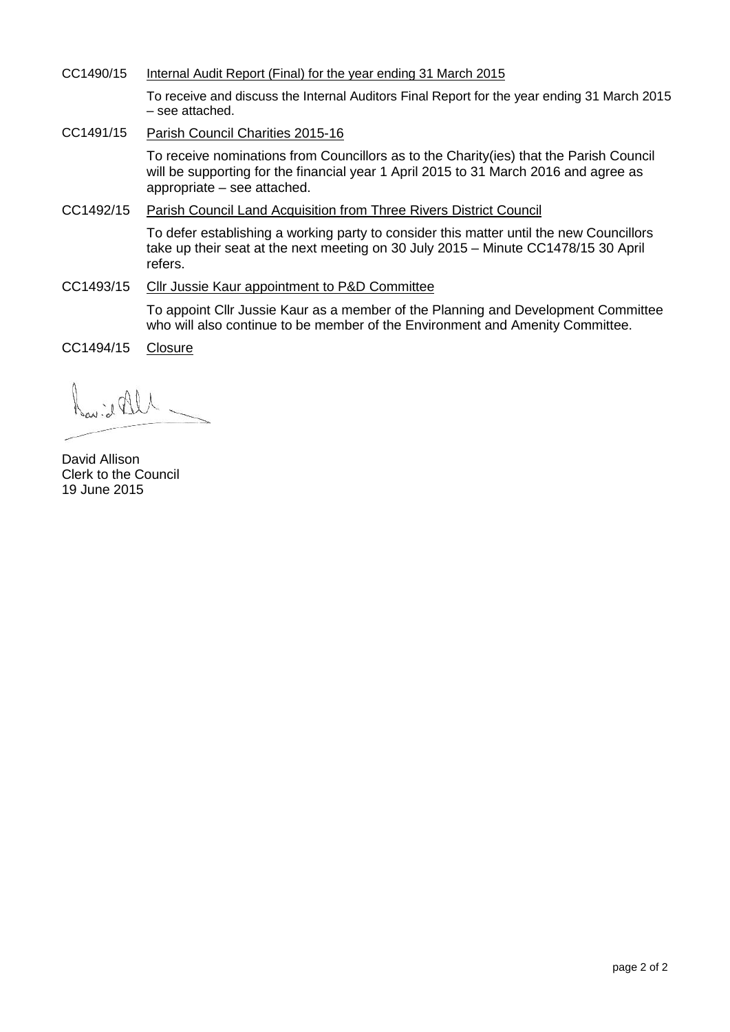CC1490/15 Internal Audit Report (Final) for the year ending 31 March 2015

To receive and discuss the Internal Auditors Final Report for the year ending 31 March 2015 – see attached.

CC1491/15 Parish Council Charities 2015-16

To receive nominations from Councillors as to the Charity(ies) that the Parish Council will be supporting for the financial year 1 April 2015 to 31 March 2016 and agree as appropriate – see attached.

CC1492/15 Parish Council Land Acquisition from Three Rivers District Council

To defer establishing a working party to consider this matter until the new Councillors take up their seat at the next meeting on 30 July 2015 – Minute CC1478/15 30 April refers.

CC1493/15 Cllr Jussie Kaur appointment to P&D Committee

To appoint Cllr Jussie Kaur as a member of the Planning and Development Committee who will also continue to be member of the Environment and Amenity Committee.

CC1494/15 Closure

David Allison
Clerk to the Council
19 June 2015